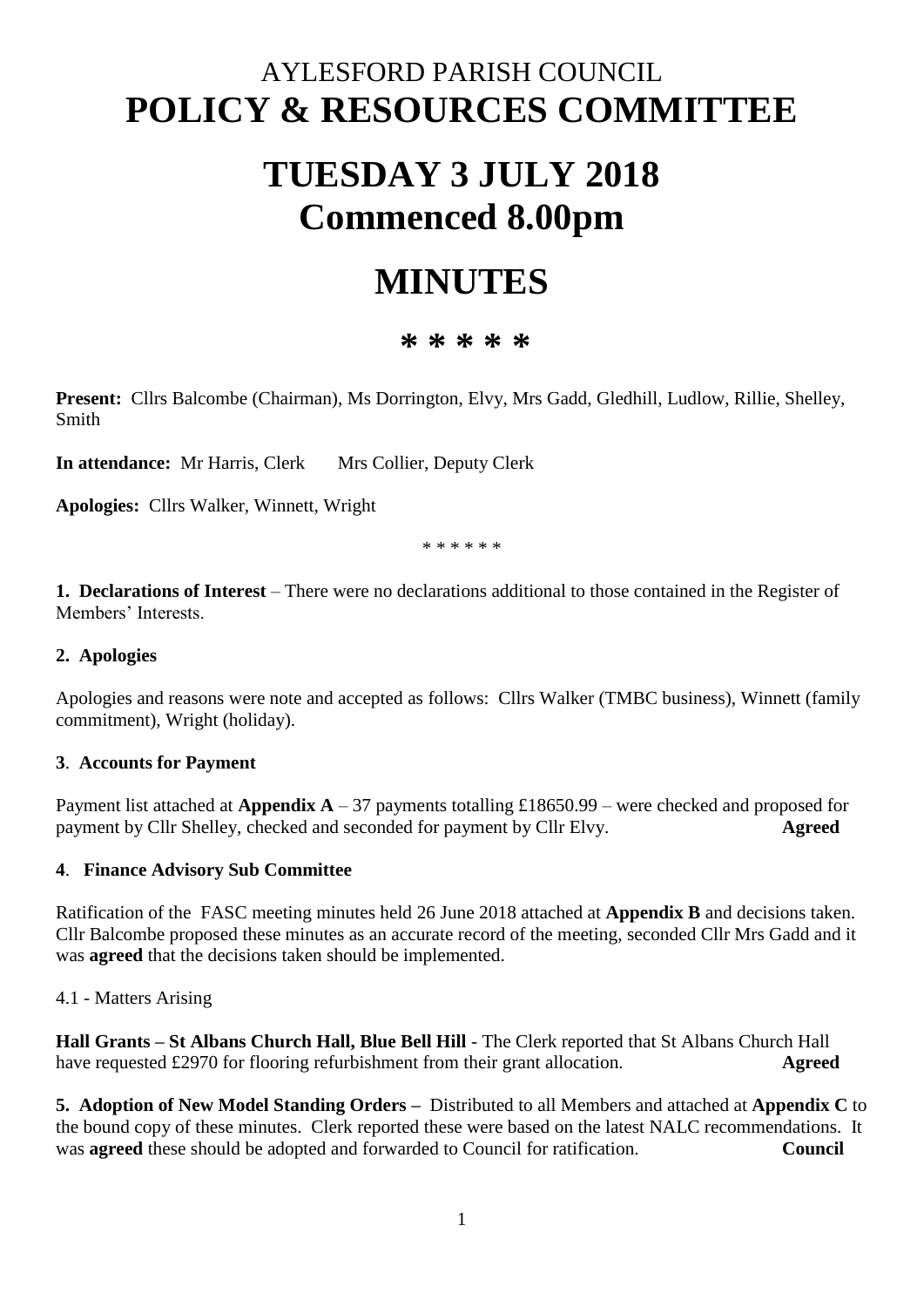# AYLESFORD PARISH COUNCIL
# POLICY & RESOURCES COMMITTEE

# TUESDAY 3 JULY 2018
# Commenced 8.00pm

# MINUTES

**\* \* \* \* \***

**Present:** Cllrs Balcombe (Chairman), Ms Dorrington, Elvy, Mrs Gadd, Gledhill, Ludlow, Rillie, Shelley, Smith

**In attendance:** Mr Harris, Clerk Mrs Collier, Deputy Clerk

**Apologies:** Cllrs Walker, Winnett, Wright

\* \* \* \* \* \*

**1. Declarations of Interest** – There were no declarations additional to those contained in the Register of Members' Interests.

**2. Apologies**

Apologies and reasons were note and accepted as follows: Cllrs Walker (TMBC business), Winnett (family commitment), Wright (holiday).

**3. Accounts for Payment**

Payment list attached at **Appendix A** – 37 payments totalling £18650.99 – were checked and proposed for payment by Cllr Shelley, checked and seconded for payment by Cllr Elvy. **Agreed**

**4. Finance Advisory Sub Committee**

Ratification of the FASC meeting minutes held 26 June 2018 attached at **Appendix B** and decisions taken. Cllr Balcombe proposed these minutes as an accurate record of the meeting, seconded Cllr Mrs Gadd and it was **agreed** that the decisions taken should be implemented.

4.1 - Matters Arising

**Hall Grants – St Albans Church Hall, Blue Bell Hill** - The Clerk reported that St Albans Church Hall have requested £2970 for flooring refurbishment from their grant allocation. **Agreed**

**5. Adoption of New Model Standing Orders –** Distributed to all Members and attached at **Appendix C** to the bound copy of these minutes. Clerk reported these were based on the latest NALC recommendations. It was **agreed** these should be adopted and forwarded to Council for ratification. **Council**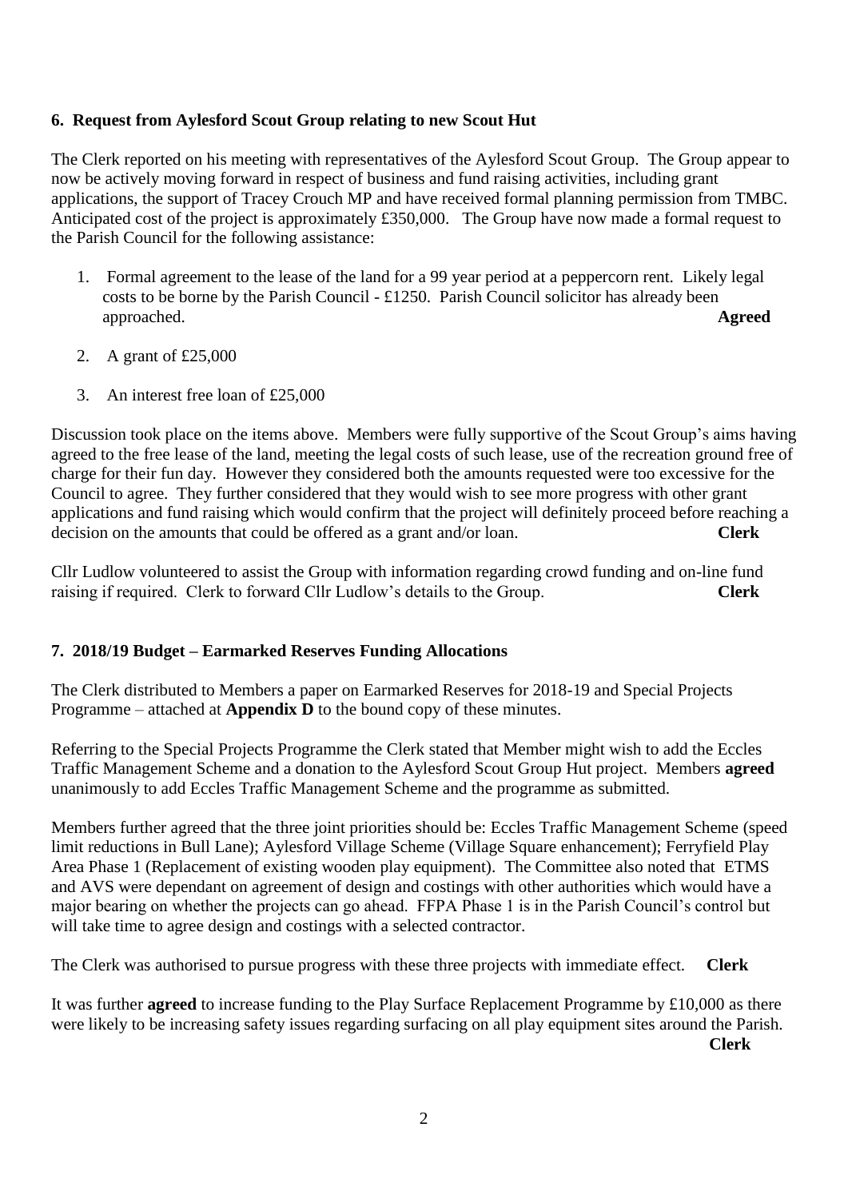**6. Request from Aylesford Scout Group relating to new Scout Hut**

The Clerk reported on his meeting with representatives of the Aylesford Scout Group. The Group appear to now be actively moving forward in respect of business and fund raising activities, including grant applications, the support of Tracey Crouch MP and have received formal planning permission from TMBC. Anticipated cost of the project is approximately £350,000. The Group have now made a formal request to the Parish Council for the following assistance:

1. Formal agreement to the lease of the land for a 99 year period at a peppercorn rent. Likely legal costs to be borne by the Parish Council - £1250. Parish Council solicitor has already been approached. **Agreed**

2. A grant of £25,000

3. An interest free loan of £25,000

Discussion took place on the items above. Members were fully supportive of the Scout Group's aims having agreed to the free lease of the land, meeting the legal costs of such lease, use of the recreation ground free of charge for their fun day. However they considered both the amounts requested were too excessive for the Council to agree. They further considered that they would wish to see more progress with other grant applications and fund raising which would confirm that the project will definitely proceed before reaching a decision on the amounts that could be offered as a grant and/or loan. **Clerk**

Cllr Ludlow volunteered to assist the Group with information regarding crowd funding and on-line fund raising if required. Clerk to forward Cllr Ludlow's details to the Group. **Clerk**

**7. 2018/19 Budget – Earmarked Reserves Funding Allocations**

The Clerk distributed to Members a paper on Earmarked Reserves for 2018-19 and Special Projects Programme – attached at **Appendix D** to the bound copy of these minutes.

Referring to the Special Projects Programme the Clerk stated that Member might wish to add the Eccles Traffic Management Scheme and a donation to the Aylesford Scout Group Hut project. Members **agreed** unanimously to add Eccles Traffic Management Scheme and the programme as submitted.

Members further agreed that the three joint priorities should be: Eccles Traffic Management Scheme (speed limit reductions in Bull Lane); Aylesford Village Scheme (Village Square enhancement); Ferryfield Play Area Phase 1 (Replacement of existing wooden play equipment). The Committee also noted that ETMS and AVS were dependant on agreement of design and costings with other authorities which would have a major bearing on whether the projects can go ahead. FFPA Phase 1 is in the Parish Council's control but will take time to agree design and costings with a selected contractor.

The Clerk was authorised to pursue progress with these three projects with immediate effect. **Clerk**

It was further **agreed** to increase funding to the Play Surface Replacement Programme by £10,000 as there were likely to be increasing safety issues regarding surfacing on all play equipment sites around the Parish. **Clerk**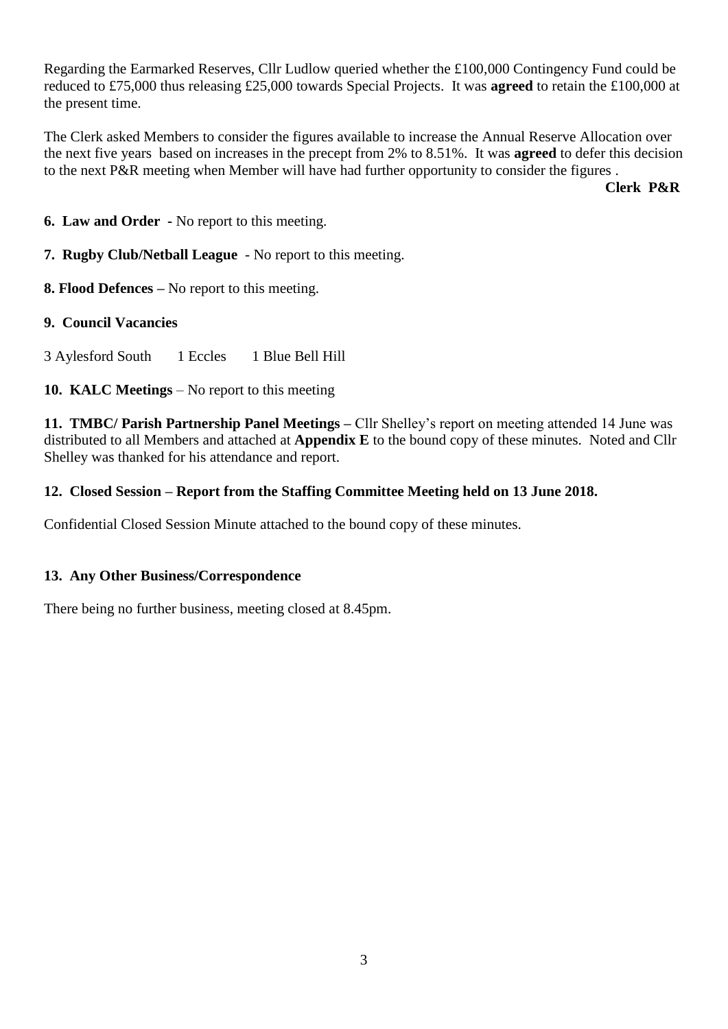Regarding the Earmarked Reserves, Cllr Ludlow queried whether the £100,000 Contingency Fund could be reduced to £75,000 thus releasing £25,000 towards Special Projects. It was **agreed** to retain the £100,000 at the present time.

The Clerk asked Members to consider the figures available to increase the Annual Reserve Allocation over the next five years based on increases in the precept from 2% to 8.51%. It was **agreed** to defer this decision to the next P&R meeting when Member will have had further opportunity to consider the figures .

**Clerk P&R**

**6. Law and Order -** No report to this meeting.

**7. Rugby Club/Netball League** - No report to this meeting.

**8. Flood Defences –** No report to this meeting.

**9. Council Vacancies**

3 Aylesford South 1 Eccles 1 Blue Bell Hill

**10. KALC Meetings** – No report to this meeting

**11. TMBC/ Parish Partnership Panel Meetings –** Cllr Shelley's report on meeting attended 14 June was distributed to all Members and attached at **Appendix E** to the bound copy of these minutes. Noted and Cllr Shelley was thanked for his attendance and report.

**12. Closed Session – Report from the Staffing Committee Meeting held on 13 June 2018.**

Confidential Closed Session Minute attached to the bound copy of these minutes.

**13. Any Other Business/Correspondence**

There being no further business, meeting closed at 8.45pm.